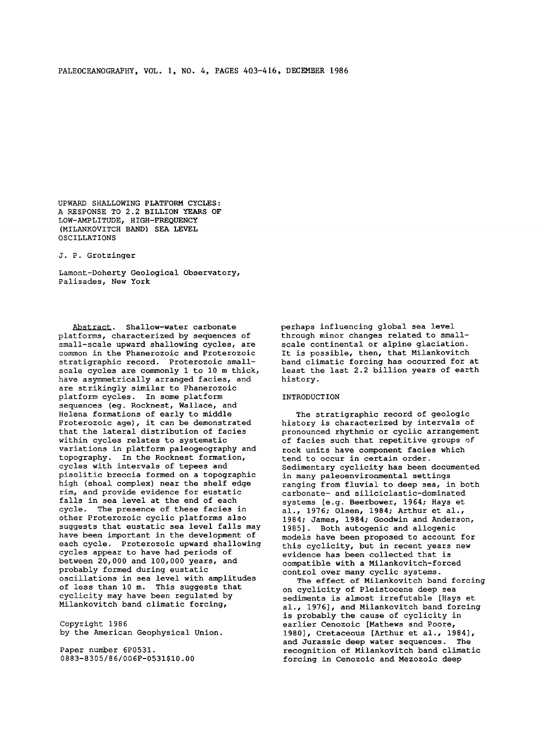# UPWARD SHALLOWING PLATFORM CYCLES: A RESPONSE TO 2.2 BILLION YEARS OF LOW-AMPLITUDE, HIGH-FREQUENCY (MILANKOVITCH BAND) SEA LEVEL OSCILLATIONS

J. P. Grotzinger

Lamont-Doherty Geological Observatory, Palisades, New York

Abstract. Shallow-water carbonate platforms, characterized by sequences of small-scale upward shallowing cycles, are common in the Phanerozoic and Proterozoic stratigraphic record. Proterozoic small-scale cycles are commonly 1 to 10 m thick, have asymmetrically arranged facies, and are strikingly similar to Phanerozoic platform cycles. In some platform sequences (eg. Rocknest, Wallace, and Helena formations of early to middle Proterozoic age), it can be demonstrated that the lateral distribution of facies within cycles relates to systematic variations in platform paleogeography and topography. In the Rocknest formation, cycles with intervals of tepees and pisolitic breccia formed on a topographic high (shoal complex) near the shelf edge rim, and provide evidence for eustatic falls in sea level at the end of each cycle. The presence of these facies in other Proterozoic cyclic platforms also suggests that eustatic sea level falls may have been important in the development of each cycle. Proterozoic upward shallowing cycles appear to have had periods of between 20,000 and 100,000 years, and probably formed during eustatic oscillations in sea level with amplitudes of less than 10 m. This suggests that cyclicity may have been regulated by Milankovitch band climatic forcing, perhaps influencing global sea level through minor changes related to small-scale continental or alpine glaciation. It is possible, then, that Milankovitch band climatic forcing has occurred for at least the last 2.2 billion years of earth history.

Copyright 1986
by the American Geophysical Union.

Paper number 6P0531.
0883-8305/86/006P-0531$10.00

## INTRODUCTION

The stratigraphic record of geologic history is characterized by intervals of pronounced rhythmic or cyclic arrangement of facies such that repetitive groups of rock units have component facies which tend to occur in certain order. Sedimentary cyclicity has been documented in many paleoenvironmental settings ranging from fluvial to deep sea, in both carbonate- and siliciclastic-dominated systems [e.g. Beerbower, 1964; Hays et al., 1976; Olsen, 1984; Arthur et al., 1984; James, 1984; Goodwin and Anderson, 1985]. Both autogenic and allogenic models have been proposed to account for this cyclicity, but in recent years new evidence has been collected that is compatible with a Milankovitch-forced control over many cyclic systems.

The effect of Milankovitch band forcing on cyclicity of Pleistocene deep sea sediments is almost irrefutable [Hays et al., 1976], and Milankovitch band forcing is probably the cause of cyclicity in earlier Cenozoic [Mathews and Poore, 1980], Cretaceous [Arthur et al., 1984], and Jurassic deep water sequences. The recognition of Milankovitch band climatic forcing in Cenozoic and Mezozoic deep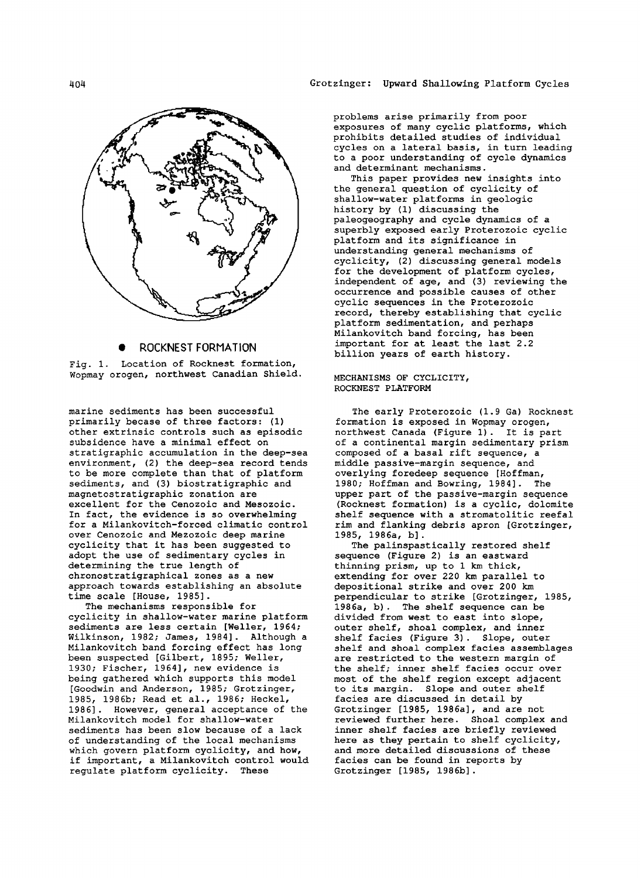ROCKNEST FORMATION

Fig. 1. Location of Rocknest formation, Wopmay orogen, northwest Canadian Shield.

marine sediments has been successful primarily becase of three factors: (1) other extrinsic controls such as episodic subsidence have a minimal effect on stratigraphic accumulation in the deep-sea environment, (2) the deep-sea record tends to be more complete than that of platform sediments, and (3) biostratigraphic and magnetostratigraphic zonation are excellent for the Cenozoic and Mesozoic. In fact, the evidence is so overwhelming for a Milankovitch-forced climatic control over Cenozoic and Mezozoic deep marine cyclicity that it has been suggested to adopt the use of sedimentary cycles in determining the true length of chronostratigraphical zones as a new approach towards establishing an absolute time scale [House, 1985].

The mechanisms responsible for cyclicity in shallow-water marine platform sediments are less certain [Weller, 1964; Wilkinson, 1982; James, 1984]. Although a Milankovitch band forcing effect has long been suspected [Gilbert, 1895; Weller, 1930; Fischer, 1964], new evidence is being gathered which supports this model [Goodwin and Anderson, 1985; Grotzinger, 1985, 1986b; Read et al., 1986; Heckel, 1986]. However, general acceptance of the Milankovitch model for shallow-water sediments has been slow because of a lack of understanding of the local mechanisms which govern platform cyclicity, and how, if important, a Milankovitch control would regulate platform cyclicity. These problems arise primarily from poor exposures of many cyclic platforms, which prohibits detailed studies of individual cycles on a lateral basis, in turn leading to a poor understanding of cycle dynamics and determinant mechanisms.

This paper provides new insights into the general question of cyclicity of shallow-water platforms in geologic history by (1) discussing the paleogeography and cycle dynamics of a superbly exposed early Proterozoic cyclic platform and its significance in understanding general mechanisms of cyclicity, (2) discussing general models for the development of platform cycles, independent of age, and (3) reviewing the occurrence and possible causes of other cyclic sequences in the Proterozoic record, thereby establishing that cyclic platform sedimentation, and perhaps Milankovitch band forcing, has been important for at least the last 2.2 billion years of earth history.

## MECHANISMS OF CYCLICITY, ROCKNEST PLATFORM

The early Proterozoic (1.9 Ga) Rocknest formation is exposed in Wopmay orogen, northwest Canada (Figure 1). It is part of a continental margin sedimentary prism composed of a basal rift sequence, a middle passive-margin sequence, and overlying foredeep sequence [Hoffman, 1980; Hoffman and Bowring, 1984]. The upper part of the passive-margin sequence (Rocknest formation) is a cyclic, dolomite shelf sequence with a stromatolitic reefal rim and flanking debris apron [Grotzinger, 1985, 1986a, b].

The palinspastically restored shelf sequence (Figure 2) is an eastward thinning prism, up to 1 km thick, extending for over 220 km parallel to depositional strike and over 200 km perpendicular to strike [Grotzinger, 1985, 1986a, b). The shelf sequence can be divided from west to east into slope, outer shelf, shoal complex, and inner shelf facies (Figure 3). Slope, outer shelf and shoal complex facies assemblages are restricted to the western margin of the shelf; inner shelf facies occur over most of the shelf region except adjacent to its margin. Slope and outer shelf facies are discussed in detail by Grotzinger [1985, 1986a], and are not reviewed further here. Shoal complex and inner shelf facies are briefly reviewed here as they pertain to shelf cyclicity, and more detailed discussions of these facies can be found in reports by Grotzinger [1985, 1986b].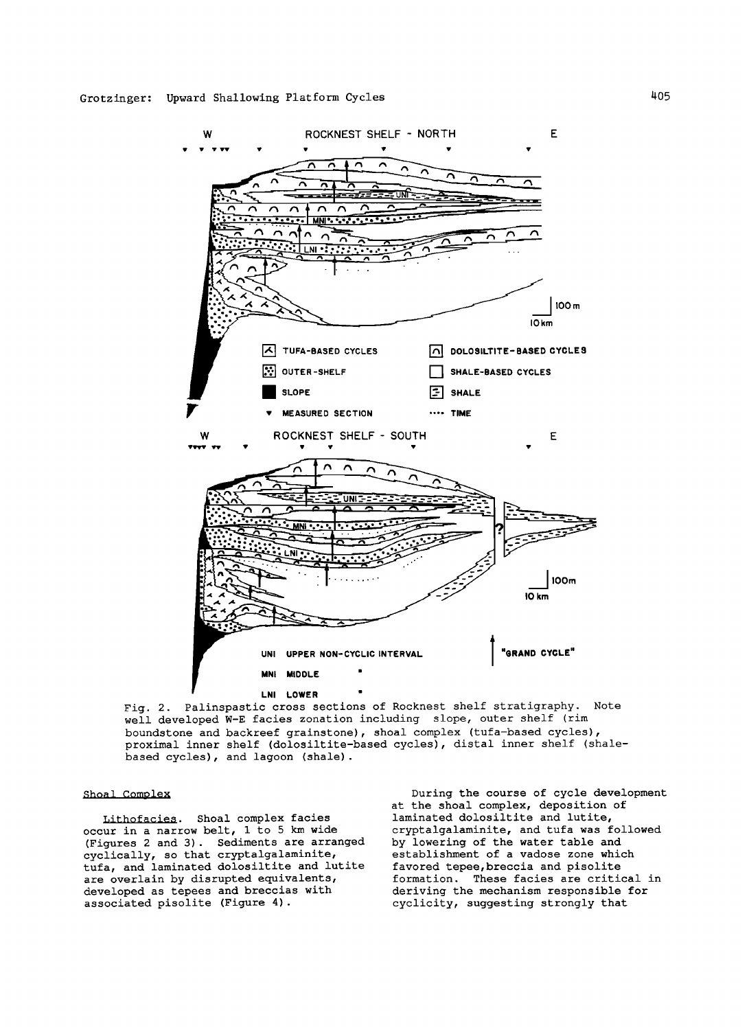Fig. 2. Palinspastic cross sections of Rocknest shelf stratigraphy. Note well developed W-E facies zonation including slope, outer shelf (rim boundstone and backreef grainstone), shoal complex (tufa-based cycles), proximal inner shelf (dolosiltite-based cycles), distal inner shelf (shale-based cycles), and lagoon (shale).

## Shoal Complex

*Lithofacies.* Shoal complex facies occur in a narrow belt, 1 to 5 km wide (Figures 2 and 3). Sediments are arranged cyclically, so that cryptalgalaminite, tufa, and laminated dolosiltite and lutite are overlain by disrupted equivalents, developed as tepees and breccias with associated pisolite (Figure 4).

During the course of cycle development at the shoal complex, deposition of laminated dolosiltite and lutite, cryptalgalaminite, and tufa was followed by lowering of the water table and establishment of a vadose zone which favored tepee,breccia and pisolite formation. These facies are critical in deriving the mechanism responsible for cyclicity, suggesting strongly that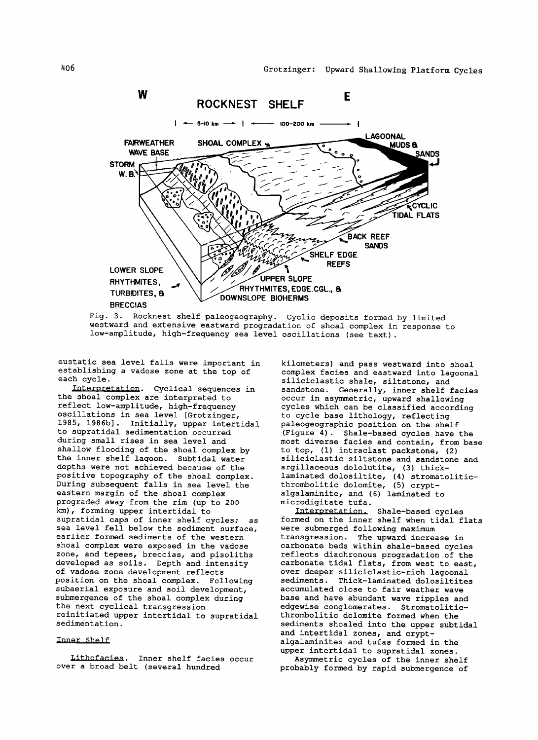Fig. 3. Rocknest shelf paleogeography. Cyclic deposits formed by limited westward and extensive eastward progradation of shoal complex in response to low-amplitude, high-frequency sea level oscillations (see text).

eustatic sea level falls were important in establishing a vadose zone at the top of each cycle.

*Interpretation*. Cyclical sequences in the shoal complex are interpreted to reflect low-amplitude, high-frequency oscillations in sea level [Grotzinger, 1985, 1986b]. Initially, upper intertidal to supratidal sedimentation occurred during small rises in sea level and shallow flooding of the shoal complex by the inner shelf lagoon. Subtidal water depths were not achieved because of the positive topography of the shoal complex. During subsequent falls in sea level the eastern margin of the shoal complex prograded away from the rim (up to 200 km), forming upper intertidal to supratidal caps of inner shelf cycles; as sea level fell below the sediment surface, earlier formed sediments of the western shoal complex were exposed in the vadose zone, and tepees, breccias, and pisoliths developed as soils. Depth and intensity of vadose zone development reflects position on the shoal complex. Following subaerial exposure and soil development, submergence of the shoal complex during the next cyclical transgression reinitiated upper intertidal to supratidal sedimentation.

## Inner Shelf

*Lithofacies*. Inner shelf facies occur over a broad belt (several hundred kilometers) and pass westward into shoal complex facies and eastward into lagoonal siliciclastic shale, siltstone, and sandstone. Generally, inner shelf facies occur in asymmetric, upward shallowing cycles which can be classified according to cycle base lithology, reflecting paleogeographic position on the shelf (Figure 4). Shale-based cycles have the most diverse facies and contain, from base to top, (1) intraclast packstone, (2) siliciclastic siltstone and sandstone and argillaceous dololutite, (3) thick-laminated dolosiltite, (4) stromatolitic-thrombolitic dolomite, (5) crypt-algalaminite, and (6) laminated to microdigitate tufa.

*Interpretation*. Shale-based cycles formed on the inner shelf when tidal flats were submerged following maximum transgression. The upward increase in carbonate beds within shale-based cycles reflects diachronous progradation of the carbonate tidal flats, from west to east, over deeper siliciclastic-rich lagoonal sediments. Thick-laminated dolosiltites accumulated close to fair weather wave base and have abundant wave ripples and edgewise conglomerates. Stromatolitic-thrombolitic dolomite formed when the sediments shoaled into the upper subtidal and intertidal zones, and crypt-algalaminites and tufas formed in the upper intertidal to supratidal zones.

Asymmetric cycles of the inner shelf probably formed by rapid submergence of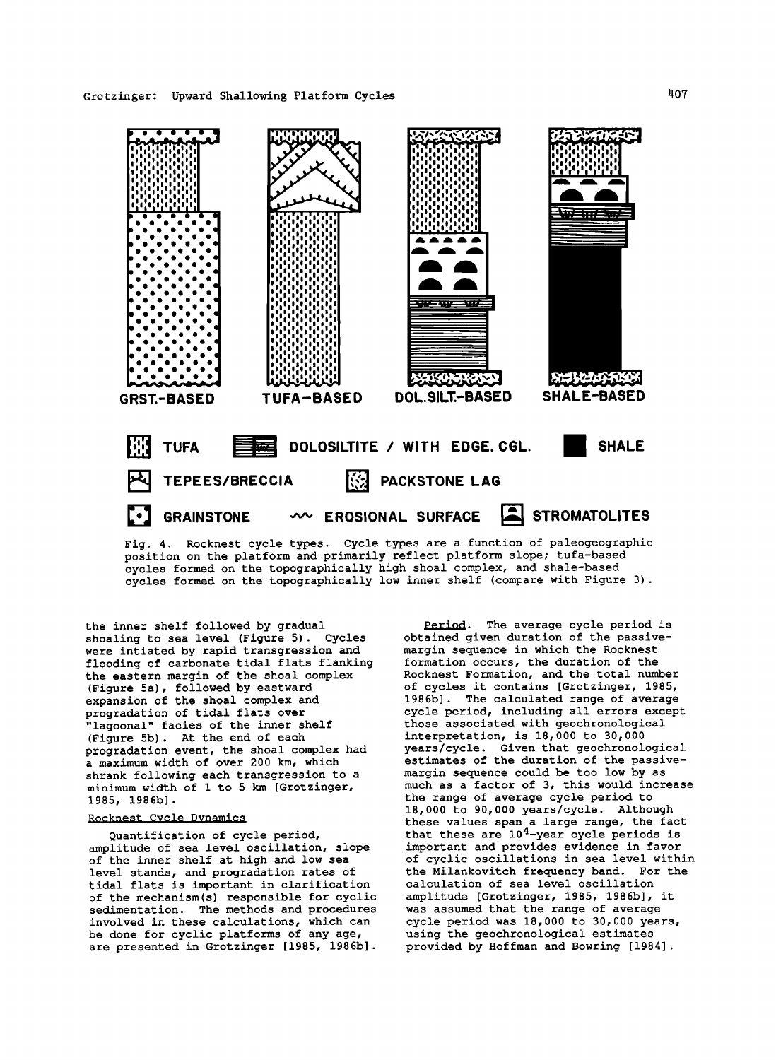GRST.-BASED TUFA-BASED DOL.SILT.-BASED SHALE-BASED

TUFA DOLOSILTITE / WITH EDGE. CGL. SHALE

TEPEES/BRECCIA PACKSTONE LAG

GRAINSTONE EROSIONAL SURFACE STROMATOLITES

Fig. 4. Rocknest cycle types. Cycle types are a function of paleogeographic position on the platform and primarily reflect platform slope; tufa-based cycles formed on the topographically high shoal complex, and shale-based cycles formed on the topographically low inner shelf (compare with Figure 3).

the inner shelf followed by gradual shoaling to sea level (Figure 5). Cycles were intiated by rapid transgression and flooding of carbonate tidal flats flanking the eastern margin of the shoal complex (Figure 5a), followed by eastward expansion of the shoal complex and progradation of tidal flats over "lagoonal" facies of the inner shelf (Figure 5b). At the end of each progradation event, the shoal complex had a maximum width of over 200 km, which shrank following each transgression to a minimum width of 1 to 5 km [Grotzinger, 1985, 1986b].

## Rocknest Cycle Dynamics

Quantification of cycle period, amplitude of sea level oscillation, slope of the inner shelf at high and low sea level stands, and progradation rates of tidal flats is important in clarification of the mechanism(s) responsible for cyclic sedimentation. The methods and procedures involved in these calculations, which can be done for cyclic platforms of any age, are presented in Grotzinger [1985, 1986b].

*Period*. The average cycle period is obtained given duration of the passive-margin sequence in which the Rocknest formation occurs, the duration of the Rocknest Formation, and the total number of cycles it contains [Grotzinger, 1985, 1986b]. The calculated range of average cycle period, including all errors except those associated with geochronological interpretation, is 18,000 to 30,000 years/cycle. Given that geochronological estimates of the duration of the passive-margin sequence could be too low by as much as a factor of 3, this would increase the range of average cycle period to 18,000 to 90,000 years/cycle. Although these values span a large range, the fact that these are $10^4$-year cycle periods is important and provides evidence in favor of cyclic oscillations in sea level within the Milankovitch frequency band. For the calculation of sea level oscillation amplitude [Grotzinger, 1985, 1986b], it was assumed that the range of average cycle period was 18,000 to 30,000 years, using the geochronological estimates provided by Hoffman and Bowring [1984].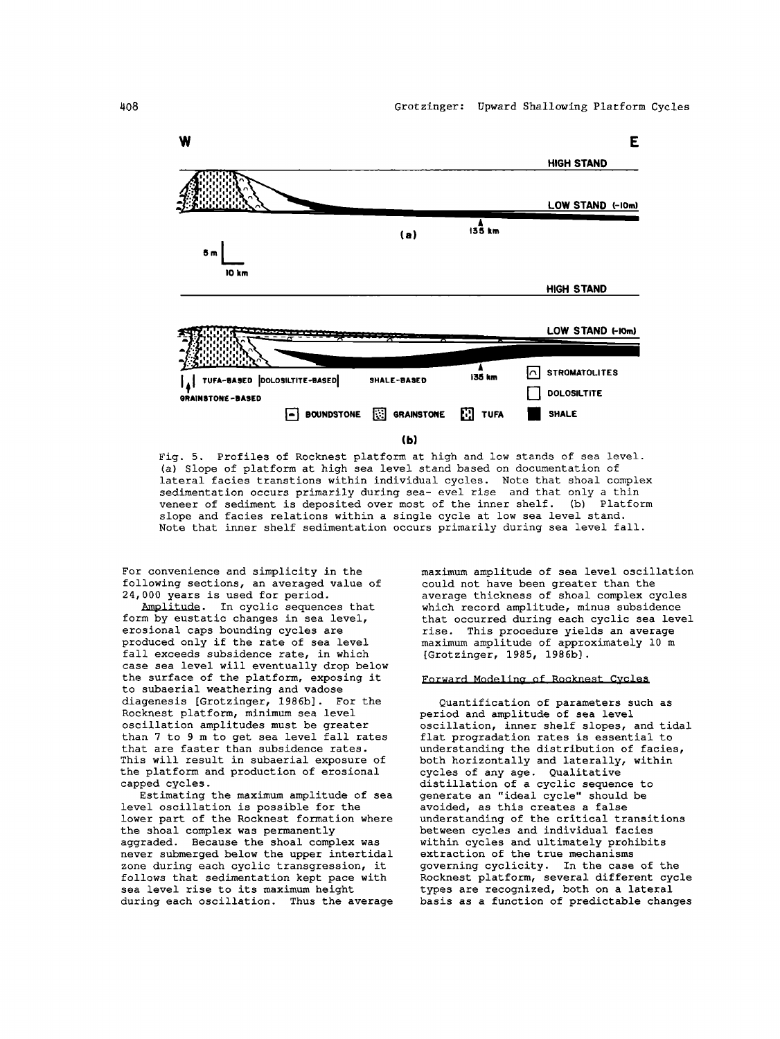W

E

HIGH STAND

LOW STAND (-10m)

135 km

(a)

5 m

10 km

HIGH STAND

LOW STAND (-10m)

135 km

TUFA-BASED

DOLOSILTITE-BASED

SHALE-BASED

GRAINSTONE-BASED

STROMATOLITES

DOLOSILTITE

BOUNDSTONE

GRAINSTONE

TUFA

SHALE

(b)

Fig. 5. Profiles of Rocknest platform at high and low stands of sea level. (a) Slope of platform at high sea level stand based on documentation of lateral facies transtions within individual cycles. Note that shoal complex sedimentation occurs primarily during sea- evel rise and that only a thin veneer of sediment is deposited over most of the inner shelf. (b) Platform slope and facies relations within a single cycle at low sea level stand. Note that inner shelf sedimentation occurs primarily during sea level fall.

For convenience and simplicity in the following sections, an averaged value of 24,000 years is used for period.

Amplitude. In cyclic sequences that form by eustatic changes in sea level, erosional caps bounding cycles are produced only if the rate of sea level fall exceeds subsidence rate, in which case sea level will eventually drop below the surface of the platform, exposing it to subaerial weathering and vadose diagenesis [Grotzinger, 1986b]. For the Rocknest platform, minimum sea level oscillation amplitudes must be greater than 7 to 9 m to get sea level fall rates that are faster than subsidence rates. This will result in subaerial exposure of the platform and production of erosional capped cycles.

Estimating the maximum amplitude of sea level oscillation is possible for the lower part of the Rocknest formation where the shoal complex was permanently aggraded. Because the shoal complex was never submerged below the upper intertidal zone during each cyclic transgression, it follows that sedimentation kept pace with sea level rise to its maximum height during each oscillation. Thus the average maximum amplitude of sea level oscillation could not have been greater than the average thickness of shoal complex cycles which record amplitude, minus subsidence that occurred during each cyclic sea level rise. This procedure yields an average maximum amplitude of approximately 10 m [Grotzinger, 1985, 1986b].

## Forward Modeling of Rocknest Cycles

Quantification of parameters such as period and amplitude of sea level oscillation, inner shelf slopes, and tidal flat progradation rates is essential to understanding the distribution of facies, both horizontally and laterally, within cycles of any age. Qualitative distillation of a cyclic sequence to generate an "ideal cycle" should be avoided, as this creates a false understanding of the critical transitions between cycles and individual facies within cycles and ultimately prohibits extraction of the true mechanisms governing cyclicity. In the case of the Rocknest platform, several different cycle types are recognized, both on a lateral basis as a function of predictable changes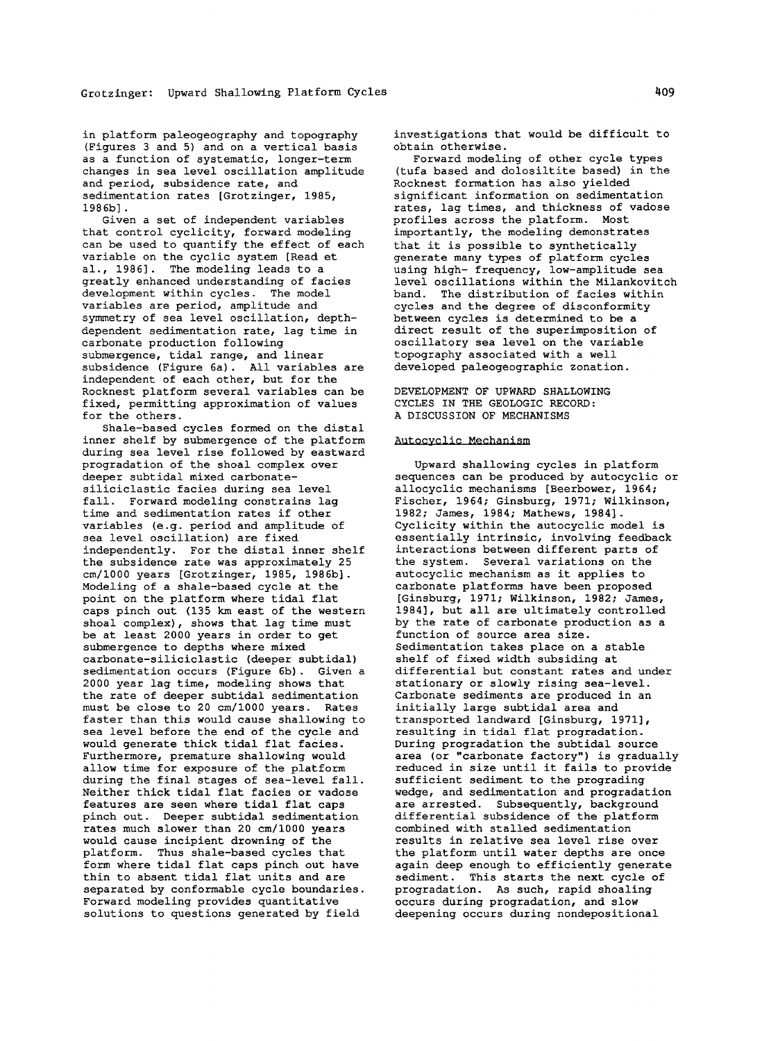in platform paleogeography and topography (Figures 3 and 5) and on a vertical basis as a function of systematic, longer-term changes in sea level oscillation amplitude and period, subsidence rate, and sedimentation rates [Grotzinger, 1985, 1986b].

Given a set of independent variables that control cyclicity, forward modeling can be used to quantify the effect of each variable on the cyclic system [Read et al., 1986]. The modeling leads to a greatly enhanced understanding of facies development within cycles. The model variables are period, amplitude and symmetry of sea level oscillation, depth-dependent sedimentation rate, lag time in carbonate production following submergence, tidal range, and linear subsidence (Figure 6a). All variables are independent of each other, but for the Rocknest platform several variables can be fixed, permitting approximation of values for the others.

Shale-based cycles formed on the distal inner shelf by submergence of the platform during sea level rise followed by eastward progradation of the shoal complex over deeper subtidal mixed carbonate-siliciclastic facies during sea level fall. Forward modeling constrains lag time and sedimentation rates if other variables (e.g. period and amplitude of sea level oscillation) are fixed independently. For the distal inner shelf the subsidence rate was approximately 25 cm/1000 years [Grotzinger, 1985, 1986b]. Modeling of a shale-based cycle at the point on the platform where tidal flat caps pinch out (135 km east of the western shoal complex), shows that lag time must be at least 2000 years in order to get submergence to depths where mixed carbonate-siliciclastic (deeper subtidal) sedimentation occurs (Figure 6b). Given a 2000 year lag time, modeling shows that the rate of deeper subtidal sedimentation must be close to 20 cm/1000 years. Rates faster than this would cause shallowing to sea level before the end of the cycle and would generate thick tidal flat facies. Furthermore, premature shallowing would allow time for exposure of the platform during the final stages of sea-level fall. Neither thick tidal flat facies or vadose features are seen where tidal flat caps pinch out. Deeper subtidal sedimentation rates much slower than 20 cm/1000 years would cause incipient drowning of the platform. Thus shale-based cycles that form where tidal flat caps pinch out have thin to absent tidal flat units and are separated by conformable cycle boundaries. Forward modeling provides quantitative solutions to questions generated by field investigations that would be difficult to obtain otherwise.

Forward modeling of other cycle types (tufa based and dolosiltite based) in the Rocknest formation has also yielded significant information on sedimentation rates, lag times, and thickness of vadose profiles across the platform. Most importantly, the modeling demonstrates that it is possible to synthetically generate many types of platform cycles using high- frequency, low-amplitude sea level oscillations within the Milankovitch band. The distribution of facies within cycles and the degree of disconformity between cycles is determined to be a direct result of the superimposition of oscillatory sea level on the variable topography associated with a well developed paleogeographic zonation.

## DEVELOPMENT OF UPWARD SHALLOWING CYCLES IN THE GEOLOGIC RECORD: A DISCUSSION OF MECHANISMS

### Autocyclic Mechanism

Upward shallowing cycles in platform sequences can be produced by autocyclic or allocyclic mechanisms [Beerbower, 1964; Fischer, 1964; Ginsburg, 1971; Wilkinson, 1982; James, 1984; Mathews, 1984]. Cyclicity within the autocyclic model is essentially intrinsic, involving feedback interactions between different parts of the system. Several variations on the autocyclic mechanism as it applies to carbonate platforms have been proposed [Ginsburg, 1971; Wilkinson, 1982; James, 1984], but all are ultimately controlled by the rate of carbonate production as a function of source area size. Sedimentation takes place on a stable shelf of fixed width subsiding at differential but constant rates and under stationary or slowly rising sea-level. Carbonate sediments are produced in an initially large subtidal area and transported landward [Ginsburg, 1971], resulting in tidal flat progradation. During progradation the subtidal source area (or "carbonate factory") is gradually reduced in size until it fails to provide sufficient sediment to the prograding wedge, and sedimentation and progradation are arrested. Subsequently, background differential subsidence of the platform combined with stalled sedimentation results in relative sea level rise over the platform until water depths are once again deep enough to efficiently generate sediment. This starts the next cycle of progradation. As such, rapid shoaling occurs during progradation, and slow deepening occurs during nondepositional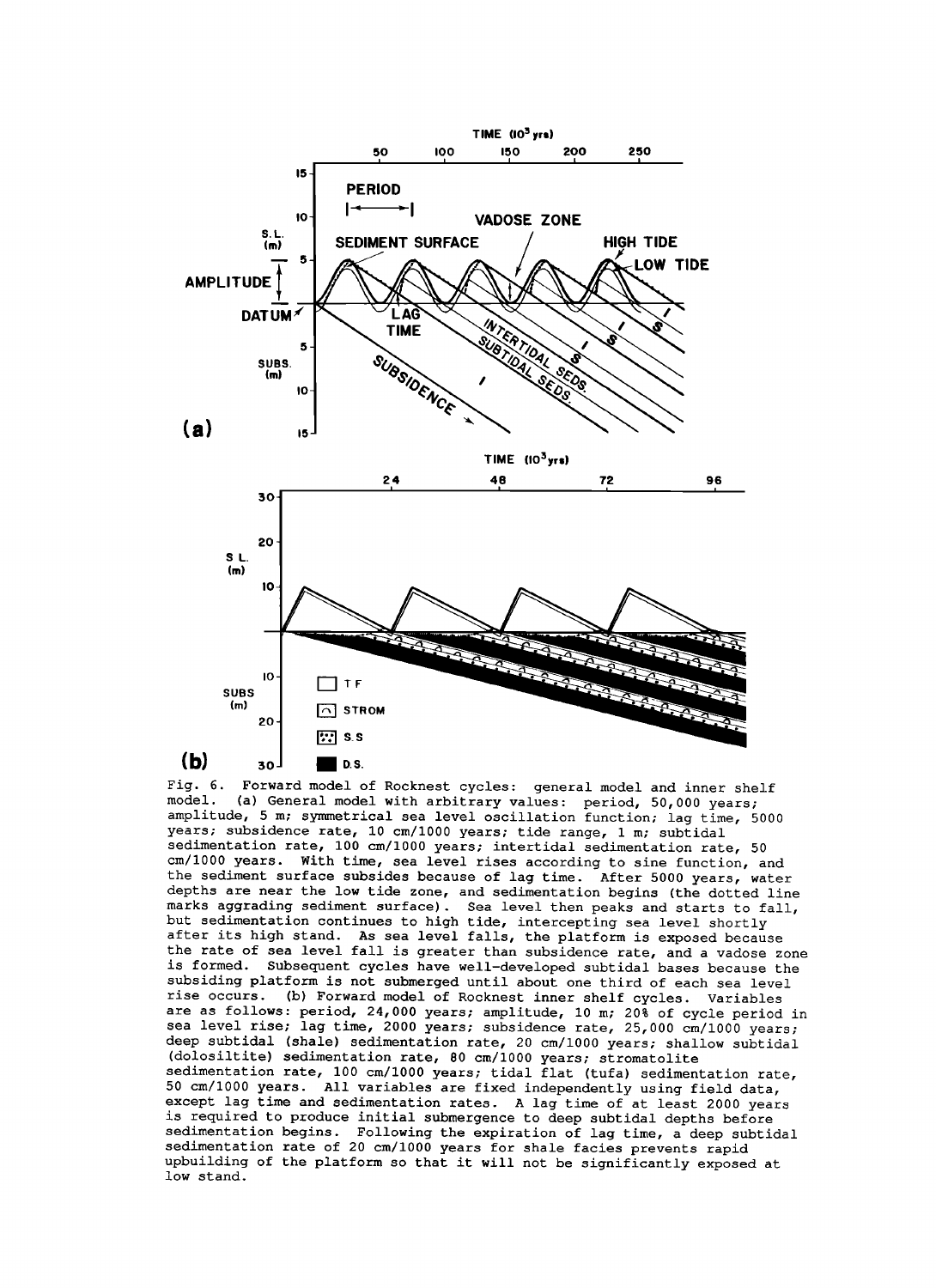Fig. 6. Forward model of Rocknest cycles: general model and inner shelf model. (a) General model with arbitrary values: period, 50,000 years; amplitude, 5 m; symmetrical sea level oscillation function; lag time, 5000 years; subsidence rate, 10 cm/1000 years; tide range, 1 m; subtidal sedimentation rate, 100 cm/1000 years; intertidal sedimentation rate, 50 cm/1000 years. With time, sea level rises according to sine function, and the sediment surface subsides because of lag time. After 5000 years, water depths are near the low tide zone, and sedimentation begins (the dotted line marks aggrading sediment surface). Sea level then peaks and starts to fall, but sedimentation continues to high tide, intercepting sea level shortly after its high stand. As sea level falls, the platform is exposed because the rate of sea level fall is greater than subsidence rate, and a vadose zone is formed. Subsequent cycles have well-developed subtidal bases because the subsiding platform is not submerged until about one third of each sea level rise occurs. (b) Forward model of Rocknest inner shelf cycles. Variables are as follows: period, 24,000 years; amplitude, 10 m; 20% of cycle period in sea level rise; lag time, 2000 years; subsidence rate, 25,000 cm/1000 years; deep subtidal (shale) sedimentation rate, 20 cm/1000 years; shallow subtidal (dolosiltite) sedimentation rate, 80 cm/1000 years; stromatolite sedimentation rate, 100 cm/1000 years; tidal flat (tufa) sedimentation rate, 50 cm/1000 years. All variables are fixed independently using field data, except lag time and sedimentation rates. A lag time of at least 2000 years is required to produce initial submergence to deep subtidal depths before sedimentation begins. Following the expiration of lag time, a deep subtidal sedimentation rate of 20 cm/1000 years for shale facies prevents rapid upbuilding of the platform so that it will not be significantly exposed at low stand.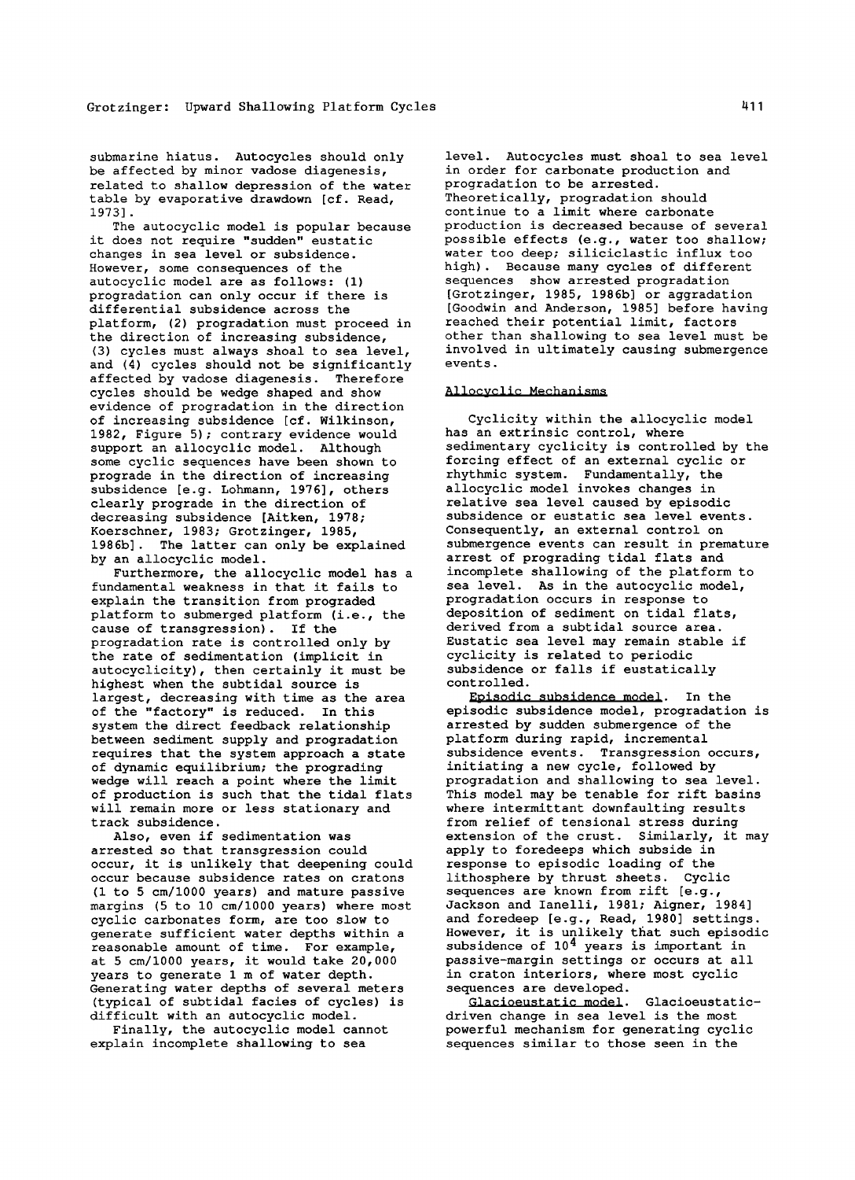submarine hiatus. Autocycles should only be affected by minor vadose diagenesis, related to shallow depression of the water table by evaporative drawdown [cf. Read, 1973].

The autocyclic model is popular because it does not require "sudden" eustatic changes in sea level or subsidence. However, some consequences of the autocyclic model are as follows: (1) progradation can only occur if there is differential subsidence across the platform, (2) progradation must proceed in the direction of increasing subsidence, (3) cycles must always shoal to sea level, and (4) cycles should not be significantly affected by vadose diagenesis. Therefore cycles should be wedge shaped and show evidence of progradation in the direction of increasing subsidence [cf. Wilkinson, 1982, Figure 5); contrary evidence would support an allocyclic model. Although some cyclic sequences have been shown to prograde in the direction of increasing subsidence [e.g. Lohmann, 1976], others clearly prograde in the direction of decreasing subsidence [Aitken, 1978; Koerschner, 1983; Grotzinger, 1985, 1986b]. The latter can only be explained by an allocyclic model.

Furthermore, the allocyclic model has a fundamental weakness in that it fails to explain the transition from prograded platform to submerged platform (i.e., the cause of transgression). If the progradation rate is controlled only by the rate of sedimentation (implicit in autocyclicity), then certainly it must be highest when the subtidal source is largest, decreasing with time as the area of the "factory" is reduced. In this system the direct feedback relationship between sediment supply and progradation requires that the system approach a state of dynamic equilibrium; the prograding wedge will reach a point where the limit of production is such that the tidal flats will remain more or less stationary and track subsidence.

Also, even if sedimentation was arrested so that transgression could occur, it is unlikely that deepening could occur because subsidence rates on cratons (1 to 5 cm/1000 years) and mature passive margins (5 to 10 cm/1000 years) where most cyclic carbonates form, are too slow to generate sufficient water depths within a reasonable amount of time. For example, at 5 cm/1000 years, it would take 20,000 years to generate 1 m of water depth. Generating water depths of several meters (typical of subtidal facies of cycles) is difficult with an autocyclic model.

Finally, the autocyclic model cannot explain incomplete shallowing to sea level. Autocycles must shoal to sea level in order for carbonate production and progradation to be arrested. Theoretically, progradation should continue to a limit where carbonate production is decreased because of several possible effects (e.g., water too shallow; water too deep; siliciclastic influx too high). Because many cycles of different sequences show arrested progradation [Grotzinger, 1985, 1986b] or aggradation [Goodwin and Anderson, 1985] before having reached their potential limit, factors other than shallowing to sea level must be involved in ultimately causing submergence events.

## Allocyclic Mechanisms

Cyclicity within the allocyclic model has an extrinsic control, where sedimentary cyclicity is controlled by the forcing effect of an external cyclic or rhythmic system. Fundamentally, the allocyclic model invokes changes in relative sea level caused by episodic subsidence or eustatic sea level events. Consequently, an external control on submergence events can result in premature arrest of prograding tidal flats and incomplete shallowing of the platform to sea level. As in the autocyclic model, progradation occurs in response to deposition of sediment on tidal flats, derived from a subtidal source area. Eustatic sea level may remain stable if cyclicity is related to periodic subsidence or falls if eustatically controlled.

*Episodic subsidence model*. In the episodic subsidence model, progradation is arrested by sudden submergence of the platform during rapid, incremental subsidence events. Transgression occurs, initiating a new cycle, followed by progradation and shallowing to sea level. This model may be tenable for rift basins where intermittant downfaulting results from relief of tensional stress during extension of the crust. Similarly, it may apply to foredeeps which subside in response to episodic loading of the lithosphere by thrust sheets. Cyclic sequences are known from rift [e.g., Jackson and Ianelli, 1981; Aigner, 1984] and foredeep [e.g., Read, 1980] settings. However, it is unlikely that such episodic subsidence of $10^4$ years is important in passive-margin settings or occurs at all in craton interiors, where most cyclic sequences are developed.

*Glacioeustatic model*. Glacioeustatic-driven change in sea level is the most powerful mechanism for generating cyclic sequences similar to those seen in the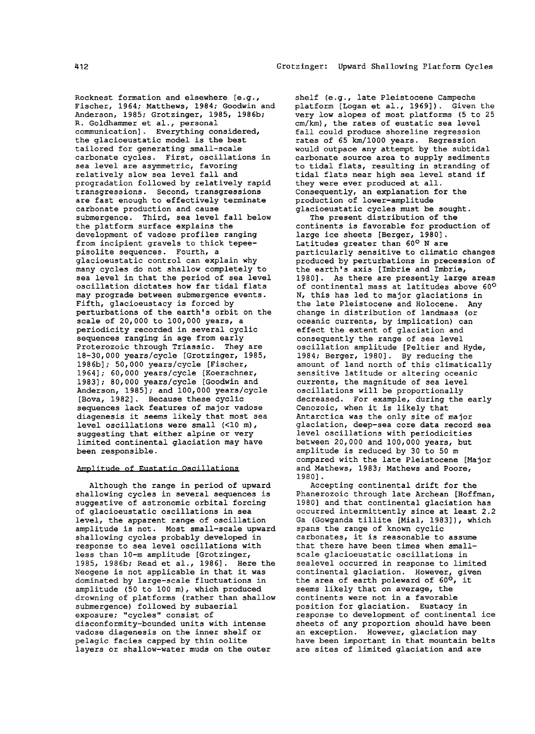Rocknest formation and elsewhere [e.g., Fischer, 1964; Matthews, 1984; Goodwin and Anderson, 1985; Grotzinger, 1985, 1986b; R. Goldhammer et al., personal communication]. Everything considered, the glacioeustatic model is the best tailored for generating small-scale carbonate cycles. First, oscillations in sea level are asymmetric, favoring relatively slow sea level fall and progradation followed by relatively rapid transgressions. Second, transgressions are fast enough to effectively terminate carbonate production and cause submergence. Third, sea level fall below the platform surface explains the development of vadose profiles ranging from incipient gravels to thick tepee-pisolite sequences. Fourth, a glacioeustatic control can explain why many cycles do not shallow completely to sea level in that the period of sea level oscillation dictates how far tidal flats may prograde between submergence events. Fifth, glacioeustacy is forced by perturbations of the earth's orbit on the scale of 20,000 to 100,000 years, a periodicity recorded in several cyclic sequences ranging in age from early Proterozoic through Triassic. They are 18-30,000 years/cycle [Grotzinger, 1985, 1986b]; 50,000 years/cycle [Fischer, 1964]; 60,000 years/cycle [Koerschner, 1983]; 80,000 years/cycle [Goodwin and Anderson, 1985]; and 100,000 years/cycle [Bova, 1982]. Because these cyclic sequences lack features of major vadose diagenesis it seems likely that most sea level oscillations were small (<10 m), suggesting that either alpine or very limited continental glaciation may have been responsible.

## Amplitude of Eustatic Oscillations

Although the range in period of upward shallowing cycles in several sequences is suggestive of astronomic orbital forcing of glacioeustatic oscillations in sea level, the apparent range of oscillation amplitude is not. Most small-scale upward shallowing cycles probably developed in response to sea level oscillations with less than 10-m amplitude [Grotzinger, 1985, 1986b; Read et al., 1986]. Here the Neogene is not applicable in that it was dominated by large-scale fluctuations in amplitude (50 to 100 m), which produced drowning of platforms (rather than shallow submergence) followed by subaerial exposure; "cycles" consist of disconformity-bounded units with intense vadose diagenesis on the inner shelf or pelagic facies capped by thin oolite layers or shallow-water muds on the outer shelf (e.g., late Pleistocene Campeche platform [Logan et al., 1969]). Given the very low slopes of most platforms (5 to 25 cm/km), the rates of eustatic sea level fall could produce shoreline regression rates of 65 km/1000 years. Regression would outpace any attempt by the subtidal carbonate source area to supply sediments to tidal flats, resulting in stranding of tidal flats near high sea level stand if they were ever produced at all. Consequently, an explanation for the production of lower-amplitude glacioeustatic cycles must be sought.

The present distribution of the continents is favorable for production of large ice sheets [Berger, 1980]. Latitudes greater than 60° N are particularly sensitive to climatic changes produced by perturbations in precession of the earth's axis [Imbrie and Imbrie, 1980]. As there are presently large areas of continental mass at latitudes above 60° N, this has led to major glaciations in the late Pleistocene and Holocene. Any change in distribution of landmass (or oceanic currents, by implication) can effect the extent of glaciation and consequently the range of sea level oscillation amplitude [Peltier and Hyde, 1984; Berger, 1980]. By reducing the amount of land north of this climatically sensitive latitude or altering oceanic currents, the magnitude of sea level oscillations will be proportionally decreased. For example, during the early Cenozoic, when it is likely that Antarctica was the only site of major glaciation, deep-sea core data record sea level oscillations with periodicities between 20,000 and 100,000 years, but amplitude is reduced by 30 to 50 m compared with the late Pleistocene [Major and Mathews, 1983; Mathews and Poore, 1980].

Accepting continental drift for the Phanerozoic through late Archean [Hoffman, 1980] and that continental glaciation has occurred intermittently since at least 2.2 Ga (Gowganda tillite [Mial, 1983]), which spans the range of known cyclic carbonates, it is reasonable to assume that there have been times when small-scale glacioeustatic oscillations in sealevel occurred in response to limited continental glaciation. However, given the area of earth poleward of 60°, it seems likely that on average, the continents were not in a favorable position for glaciation. Eustacy in response to development of continental ice sheets of any proportion should have been an exception. However, glaciation may have been important in that mountain belts are sites of limited glaciation and are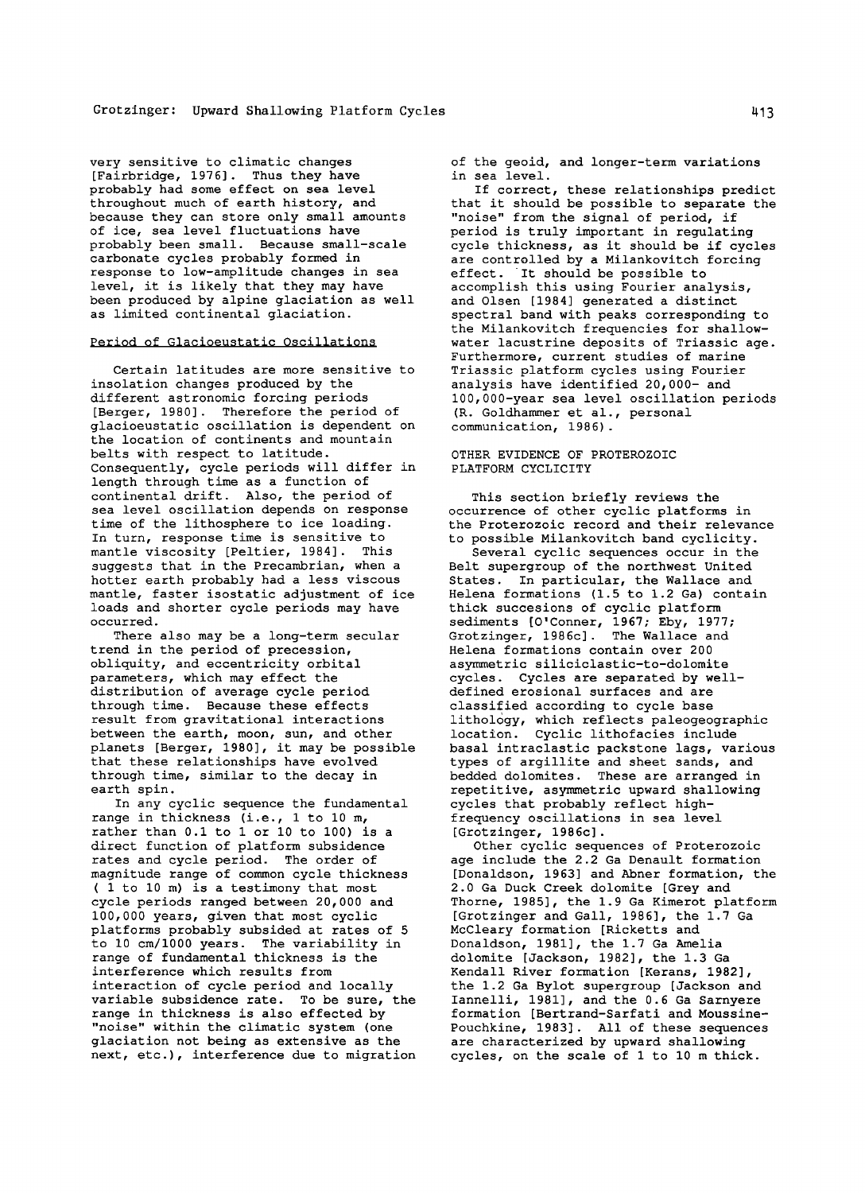very sensitive to climatic changes [Fairbridge, 1976]. Thus they have probably had some effect on sea level throughout much of earth history, and because they can store only small amounts of ice, sea level fluctuations have probably been small. Because small-scale carbonate cycles probably formed in response to low-amplitude changes in sea level, it is likely that they may have been produced by alpine glaciation as well as limited continental glaciation.

### Period of Glacioeustatic Oscillations

Certain latitudes are more sensitive to insolation changes produced by the different astronomic forcing periods [Berger, 1980]. Therefore the period of glacioeustatic oscillation is dependent on the location of continents and mountain belts with respect to latitude. Consequently, cycle periods will differ in length through time as a function of continental drift. Also, the period of sea level oscillation depends on response time of the lithosphere to ice loading. In turn, response time is sensitive to mantle viscosity [Peltier, 1984]. This suggests that in the Precambrian, when a hotter earth probably had a less viscous mantle, faster isostatic adjustment of ice loads and shorter cycle periods may have occurred.

There also may be a long-term secular trend in the period of precession, obliquity, and eccentricity orbital parameters, which may effect the distribution of average cycle period through time. Because these effects result from gravitational interactions between the earth, moon, sun, and other planets [Berger, 1980], it may be possible that these relationships have evolved through time, similar to the decay in earth spin.

In any cyclic sequence the fundamental range in thickness (i.e., 1 to 10 m, rather than 0.1 to 1 or 10 to 100) is a direct function of platform subsidence rates and cycle period. The order of magnitude range of common cycle thickness ( 1 to 10 m) is a testimony that most cycle periods ranged between 20,000 and 100,000 years, given that most cyclic platforms probably subsided at rates of 5 to 10 cm/1000 years. The variability in range of fundamental thickness is the interference which results from interaction of cycle period and locally variable subsidence rate. To be sure, the range in thickness is also effected by "noise" within the climatic system (one glaciation not being as extensive as the next, etc.), interference due to migration of the geoid, and longer-term variations in sea level.

If correct, these relationships predict that it should be possible to separate the "noise" from the signal of period, if period is truly important in regulating cycle thickness, as it should be if cycles are controlled by a Milankovitch forcing effect. It should be possible to accomplish this using Fourier analysis, and Olsen [1984] generated a distinct spectral band with peaks corresponding to the Milankovitch frequencies for shallow-water lacustrine deposits of Triassic age. Furthermore, current studies of marine Triassic platform cycles using Fourier analysis have identified 20,000- and 100,000-year sea level oscillation periods (R. Goldhammer et al., personal communication, 1986).

## OTHER EVIDENCE OF PROTEROZOIC PLATFORM CYCLICITY

This section briefly reviews the occurrence of other cyclic platforms in the Proterozoic record and their relevance to possible Milankovitch band cyclicity.

Several cyclic sequences occur in the Belt supergroup of the northwest United States. In particular, the Wallace and Helena formations (1.5 to 1.2 Ga) contain thick succesions of cyclic platform sediments [O'Conner, 1967; Eby, 1977; Grotzinger, 1986c]. The Wallace and Helena formations contain over 200 asymmetric siliciclastic-to-dolomite cycles. Cycles are separated by well-defined erosional surfaces and are classified according to cycle base lithology, which reflects paleogeographic location. Cyclic lithofacies include basal intraclastic packstone lags, various types of argillite and sheet sands, and bedded dolomites. These are arranged in repetitive, asymmetric upward shallowing cycles that probably reflect high-frequency oscillations in sea level [Grotzinger, 1986c].

Other cyclic sequences of Proterozoic age include the 2.2 Ga Denault formation [Donaldson, 1963] and Abner formation, the 2.0 Ga Duck Creek dolomite [Grey and Thorne, 1985], the 1.9 Ga Kimerot platform [Grotzinger and Gall, 1986], the 1.7 Ga McCleary formation [Ricketts and Donaldson, 1981], the 1.7 Ga Amelia dolomite [Jackson, 1982], the 1.3 Ga Kendall River formation [Kerans, 1982], the 1.2 Ga Bylot supergroup [Jackson and Iannelli, 1981], and the 0.6 Ga Sarnyere formation [Bertrand-Sarfati and Moussine-Pouchkine, 1983]. All of these sequences are characterized by upward shallowing cycles, on the scale of 1 to 10 m thick.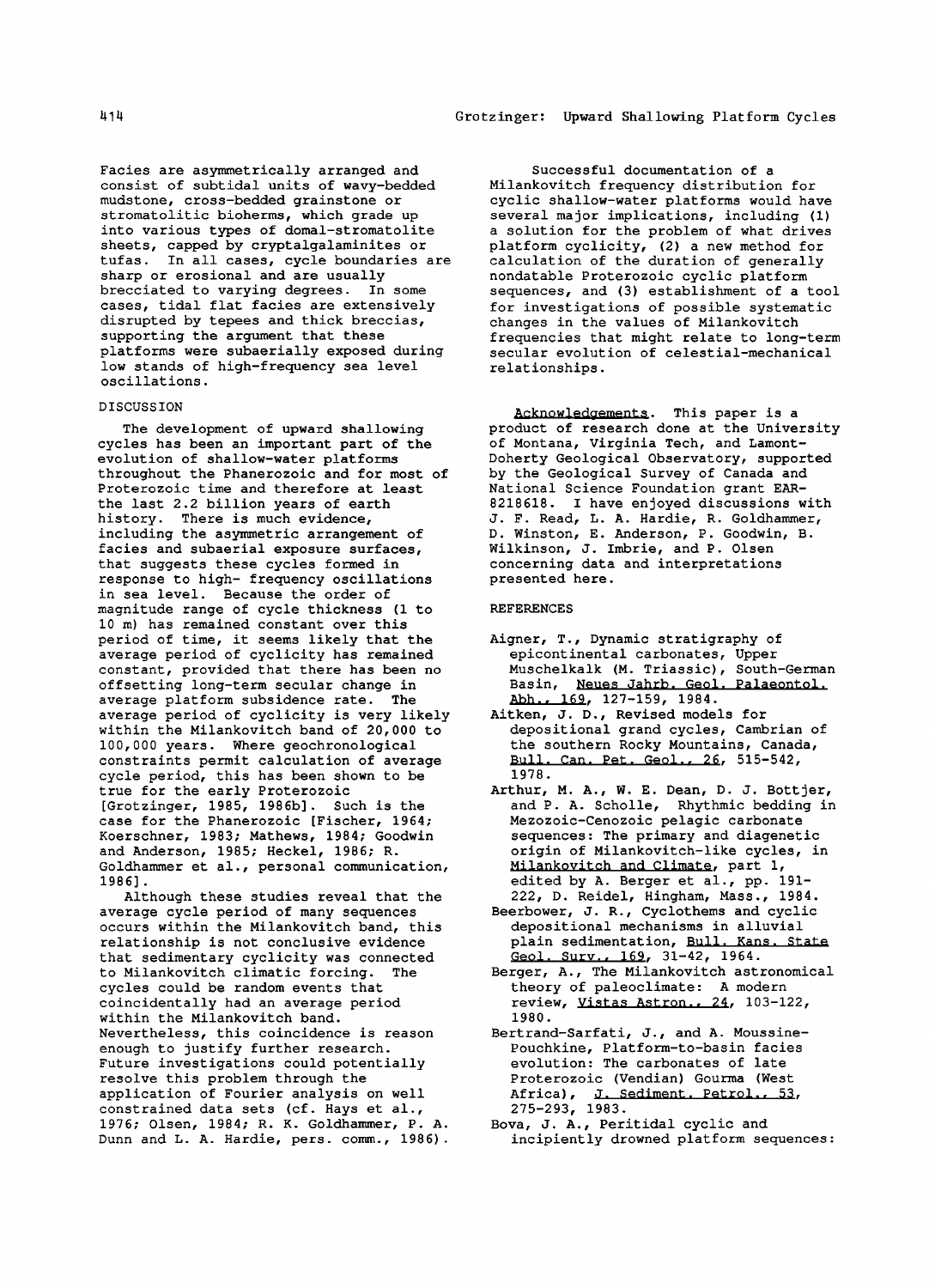Facies are asymmetrically arranged and consist of subtidal units of wavy-bedded mudstone, cross-bedded grainstone or stromatolitic bioherms, which grade up into various types of domal-stromatolite sheets, capped by cryptalgalaminites or tufas. In all cases, cycle boundaries are sharp or erosional and are usually brecciated to varying degrees. In some cases, tidal flat facies are extensively disrupted by tepees and thick breccias, supporting the argument that these platforms were subaerially exposed during low stands of high-frequency sea level oscillations.

## DISCUSSION

The development of upward shallowing cycles has been an important part of the evolution of shallow-water platforms throughout the Phanerozoic and for most of Proterozoic time and therefore at least the last 2.2 billion years of earth history. There is much evidence, including the asymmetric arrangement of facies and subaerial exposure surfaces, that suggests these cycles formed in response to high- frequency oscillations in sea level. Because the order of magnitude range of cycle thickness (1 to 10 m) has remained constant over this period of time, it seems likely that the average period of cyclicity has remained constant, provided that there has been no offsetting long-term secular change in average platform subsidence rate. The average period of cyclicity is very likely within the Milankovitch band of 20,000 to 100,000 years. Where geochronological constraints permit calculation of average cycle period, this has been shown to be true for the early Proterozoic [Grotzinger, 1985, 1986b]. Such is the case for the Phanerozoic [Fischer, 1964; Koerschner, 1983; Mathews, 1984; Goodwin and Anderson, 1985; Heckel, 1986; R. Goldhammer et al., personal communication, 1986].

Although these studies reveal that the average cycle period of many sequences occurs within the Milankovitch band, this relationship is not conclusive evidence that sedimentary cyclicity was connected to Milankovitch climatic forcing. The cycles could be random events that coincidentally had an average period within the Milankovitch band. Nevertheless, this coincidence is reason enough to justify further research. Future investigations could potentially resolve this problem through the application of Fourier analysis on well constrained data sets (cf. Hays et al., 1976; Olsen, 1984; R. K. Goldhammer, P. A. Dunn and L. A. Hardie, pers. comm., 1986).

Successful documentation of a Milankovitch frequency distribution for cyclic shallow-water platforms would have several major implications, including (1) a solution for the problem of what drives platform cyclicity, (2) a new method for calculation of the duration of generally nondatable Proterozoic cyclic platform sequences, and (3) establishment of a tool for investigations of possible systematic changes in the values of Milankovitch frequencies that might relate to long-term secular evolution of celestial-mechanical relationships.

Acknowledgements. This paper is a product of research done at the University of Montana, Virginia Tech, and Lamont-Doherty Geological Observatory, supported by the Geological Survey of Canada and National Science Foundation grant EAR-8218618. I have enjoyed discussions with J. F. Read, L. A. Hardie, R. Goldhammer, D. Winston, E. Anderson, P. Goodwin, B. Wilkinson, J. Imbrie, and P. Olsen concerning data and interpretations presented here.

## REFERENCES

- Aigner, T., Dynamic stratigraphy of epicontinental carbonates, Upper Muschelkalk (M. Triassic), South-German Basin, Neues Jahrb. Geol. Palaeontol. Abh., 169, 127-159, 1984.
- Aitken, J. D., Revised models for depositional grand cycles, Cambrian of the southern Rocky Mountains, Canada, Bull. Can. Pet. Geol., 26, 515-542, 1978.
- Arthur, M. A., W. E. Dean, D. J. Bottjer, and P. A. Scholle, Rhythmic bedding in Mezozoic-Cenozoic pelagic carbonate sequences: The primary and diagenetic origin of Milankovitch-like cycles, in Milankovitch and Climate, part 1, edited by A. Berger et al., pp. 191-222, D. Reidel, Hingham, Mass., 1984.
- Beerbower, J. R., Cyclothems and cyclic depositional mechanisms in alluvial plain sedimentation, Bull. Kans. State Geol. Surv., 169, 31-42, 1964.
- Berger, A., The Milankovitch astronomical theory of paleoclimate: A modern review, Vistas Astron., 24, 103-122, 1980.
- Bertrand-Sarfati, J., and A. Moussine-Pouchkine, Platform-to-basin facies evolution: The carbonates of late Proterozoic (Vendian) Gourma (West Africa), J. Sediment. Petrol., 53, 275-293, 1983.
- Bova, J. A., Peritidal cyclic and incipiently drowned platform sequences: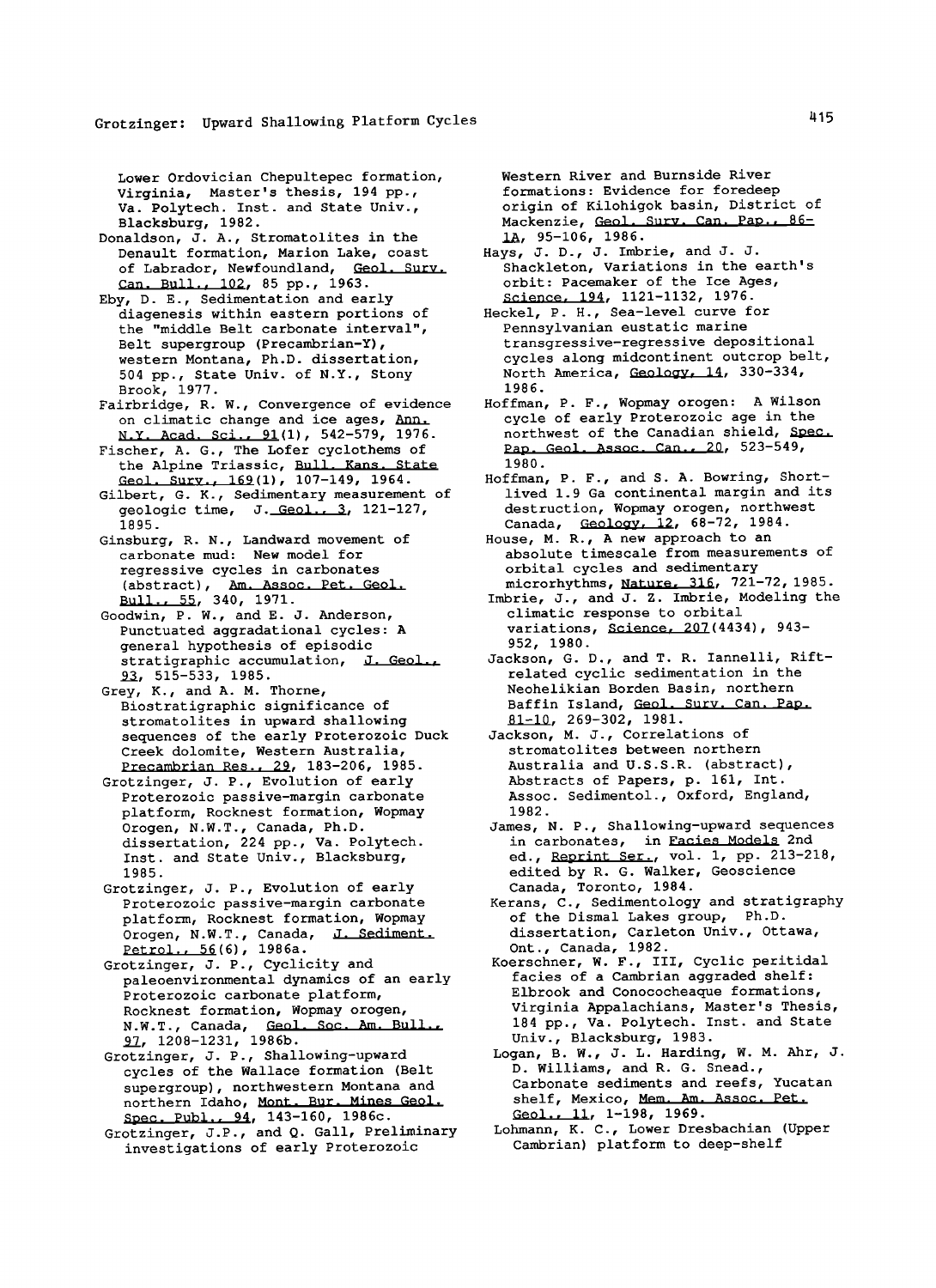Lower Ordovician Chepultepec formation, Virginia, Master's thesis, 194 pp., Va. Polytech. Inst. and State Univ., Blacksburg, 1982.

Donaldson, J. A., Stromatolites in the Denault formation, Marion Lake, coast of Labrador, Newfoundland, Geol. Surv. Can. Bull., 102, 85 pp., 1963.

Eby, D. E., Sedimentation and early diagenesis within eastern portions of the "middle Belt carbonate interval", Belt supergroup (Precambrian-Y), western Montana, Ph.D. dissertation, 504 pp., State Univ. of N.Y., Stony Brook, 1977.

Fairbridge, R. W., Convergence of evidence on climatic change and ice ages, Ann. N.Y. Acad. Sci., 91(1), 542-579, 1976.

Fischer, A. G., The Lofer cyclothems of the Alpine Triassic, Bull. Kans. State Geol. Surv., 169(1), 107-149, 1964.

Gilbert, G. K., Sedimentary measurement of geologic time, J. Geol., 3, 121-127, 1895.

Ginsburg, R. N., Landward movement of carbonate mud: New model for regressive cycles in carbonates (abstract), Am. Assoc. Pet. Geol. Bull., 55, 340, 1971.

Goodwin, P. W., and E. J. Anderson, Punctuated aggradational cycles: A general hypothesis of episodic stratigraphic accumulation, J. Geol., 93, 515-533, 1985.

Grey, K., and A. M. Thorne, Biostratigraphic significance of stromatolites in upward shallowing sequences of the early Proterozoic Duck Creek dolomite, Western Australia, Precambrian Res., 29, 183-206, 1985.

Grotzinger, J. P., Evolution of early Proterozoic passive-margin carbonate platform, Rocknest formation, Wopmay Orogen, N.W.T., Canada, Ph.D. dissertation, 224 pp., Va. Polytech. Inst. and State Univ., Blacksburg, 1985.

Grotzinger, J. P., Evolution of early Proterozoic passive-margin carbonate platform, Rocknest formation, Wopmay Orogen, N.W.T., Canada, J. Sediment. Petrol., 56(6), 1986a.

Grotzinger, J. P., Cyclicity and paleoenvironmental dynamics of an early Proterozoic carbonate platform, Rocknest formation, Wopmay orogen, N.W.T., Canada, Geol. Soc. Am. Bull., 97, 1208-1231, 1986b.

Grotzinger, J. P., Shallowing-upward cycles of the Wallace formation (Belt supergroup), northwestern Montana and northern Idaho, Mont. Bur. Mines Geol. Spec. Publ., 94, 143-160, 1986c.

Grotzinger, J.P., and Q. Gall, Preliminary investigations of early Proterozoic Western River and Burnside River formations: Evidence for foredeep origin of Kilohigok basin, District of Mackenzie, Geol. Surv. Can. Pap., 86-1A, 95-106, 1986.

Hays, J. D., J. Imbrie, and J. J. Shackleton, Variations in the earth's orbit: Pacemaker of the Ice Ages, Science, 194, 1121-1132, 1976.

Heckel, P. H., Sea-level curve for Pennsylvanian eustatic marine transgressive-regressive depositional cycles along midcontinent outcrop belt, North America, Geology, 14, 330-334, 1986.

Hoffman, P. F., Wopmay orogen: A Wilson cycle of early Proterozoic age in the northwest of the Canadian shield, Spec. Pap. Geol. Assoc. Can., 20, 523-549, 1980.

Hoffman, P. F., and S. A. Bowring, Short-lived 1.9 Ga continental margin and its destruction, Wopmay orogen, northwest Canada, Geology, 12, 68-72, 1984.

House, M. R., A new approach to an absolute timescale from measurements of orbital cycles and sedimentary microrhythms, Nature, 316, 721-72, 1985.

Imbrie, J., and J. Z. Imbrie, Modeling the climatic response to orbital variations, Science, 207(4434), 943-952, 1980.

Jackson, G. D., and T. R. Iannelli, Rift-related cyclic sedimentation in the Neohelikian Borden Basin, northern Baffin Island, Geol. Surv. Can. Pap. 81-10, 269-302, 1981.

Jackson, M. J., Correlations of stromatolites between northern Australia and U.S.S.R. (abstract), Abstracts of Papers, p. 161, Int. Assoc. Sedimentol., Oxford, England, 1982.

James, N. P., Shallowing-upward sequences in carbonates, in Facies Models 2nd ed., Reprint Ser., vol. 1, pp. 213-218, edited by R. G. Walker, Geoscience Canada, Toronto, 1984.

Kerans, C., Sedimentology and stratigraphy of the Dismal Lakes group, Ph.D. dissertation, Carleton Univ., Ottawa, Ont., Canada, 1982.

Koerschner, W. F., III, Cyclic peritidal facies of a Cambrian aggraded shelf: Elbrook and Conococheaque formations, Virginia Appalachians, Master's Thesis, 184 pp., Va. Polytech. Inst. and State Univ., Blacksburg, 1983.

Logan, B. W., J. L. Harding, W. M. Ahr, J. D. Williams, and R. G. Snead., Carbonate sediments and reefs, Yucatan shelf, Mexico, Mem. Am. Assoc. Pet. Geol., 11, 1-198, 1969.

Lohmann, K. C., Lower Dresbachian (Upper Cambrian) platform to deep-shelf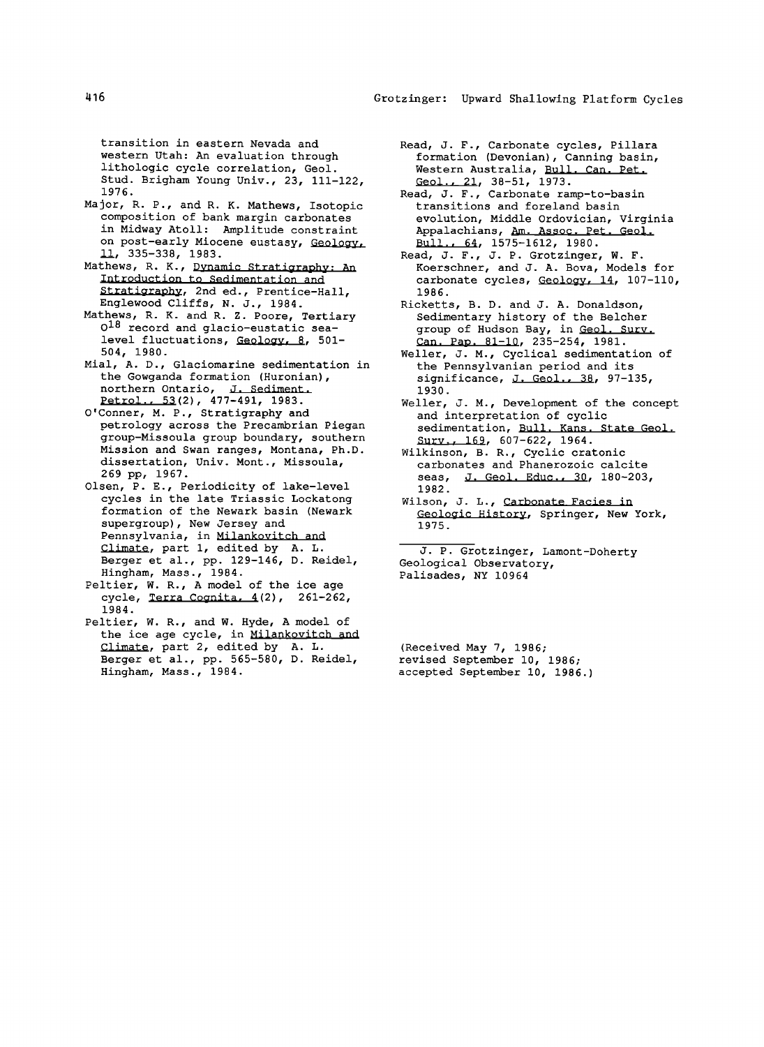transition in eastern Nevada and western Utah: An evaluation through lithologic cycle correlation, Geol. Stud. Brigham Young Univ., 23, 111-122, 1976.

Major, R. P., and R. K. Mathews, Isotopic composition of bank margin carbonates in Midway Atoll: Amplitude constraint on post-early Miocene eustasy, Geology, 11, 335-338, 1983.

Mathews, R. K., Dynamic Stratigraphy: An Introduction to Sedimentation and Stratigraphy, 2nd ed., Prentice-Hall, Englewood Cliffs, N. J., 1984.

Mathews, R. K. and R. Z. Poore, Tertiary $O^{18}$ record and glacio-eustatic sea-level fluctuations, Geology, 8, 501-504, 1980.

Mial, A. D., Glaciomarine sedimentation in the Gowganda formation (Huronian), northern Ontario, J. Sediment. Petrol., 53(2), 477-491, 1983.

O'Conner, M. P., Stratigraphy and petrology across the Precambrian Piegan group-Missoula group boundary, southern Mission and Swan ranges, Montana, Ph.D. dissertation, Univ. Mont., Missoula, 269 pp, 1967.

Olsen, P. E., Periodicity of lake-level cycles in the late Triassic Lockatong formation of the Newark basin (Newark supergroup), New Jersey and Pennsylvania, in Milankovitch and Climate, part 1, edited by A. L. Berger et al., pp. 129-146, D. Reidel, Hingham, Mass., 1984.

Peltier, W. R., A model of the ice age cycle, Terra Cognita, 4(2), 261-262, 1984.

Peltier, W. R., and W. Hyde, A model of the ice age cycle, in Milankovitch and Climate, part 2, edited by A. L. Berger et al., pp. 565-580, D. Reidel, Hingham, Mass., 1984.

Read, J. F., Carbonate cycles, Pillara formation (Devonian), Canning basin, Western Australia, Bull. Can. Pet. Geol., 21, 38-51, 1973.

Read, J. F., Carbonate ramp-to-basin transitions and foreland basin evolution, Middle Ordovician, Virginia Appalachians, Am. Assoc. Pet. Geol. Bull., 64, 1575-1612, 1980.

Read, J. F., J. P. Grotzinger, W. F. Koerschner, and J. A. Bova, Models for carbonate cycles, Geology, 14, 107-110, 1986.

Ricketts, B. D. and J. A. Donaldson, Sedimentary history of the Belcher group of Hudson Bay, in Geol. Surv. Can. Pap. 81-10, 235-254, 1981.

Weller, J. M., Cyclical sedimentation of the Pennsylvanian period and its significance, J. Geol., 38, 97-135, 1930.

Weller, J. M., Development of the concept and interpretation of cyclic sedimentation, Bull. Kans. State Geol. Surv., 169, 607-622, 1964.

Wilkinson, B. R., Cyclic cratonic carbonates and Phanerozoic calcite seas, J. Geol. Educ., 30, 180-203, 1982.

Wilson, J. L., Carbonate Facies in Geologic History, Springer, New York, 1975.

---

J. P. Grotzinger, Lamont-Doherty Geological Observatory, Palisades, NY 10964

(Received May 7, 1986; revised September 10, 1986; accepted September 10, 1986.)